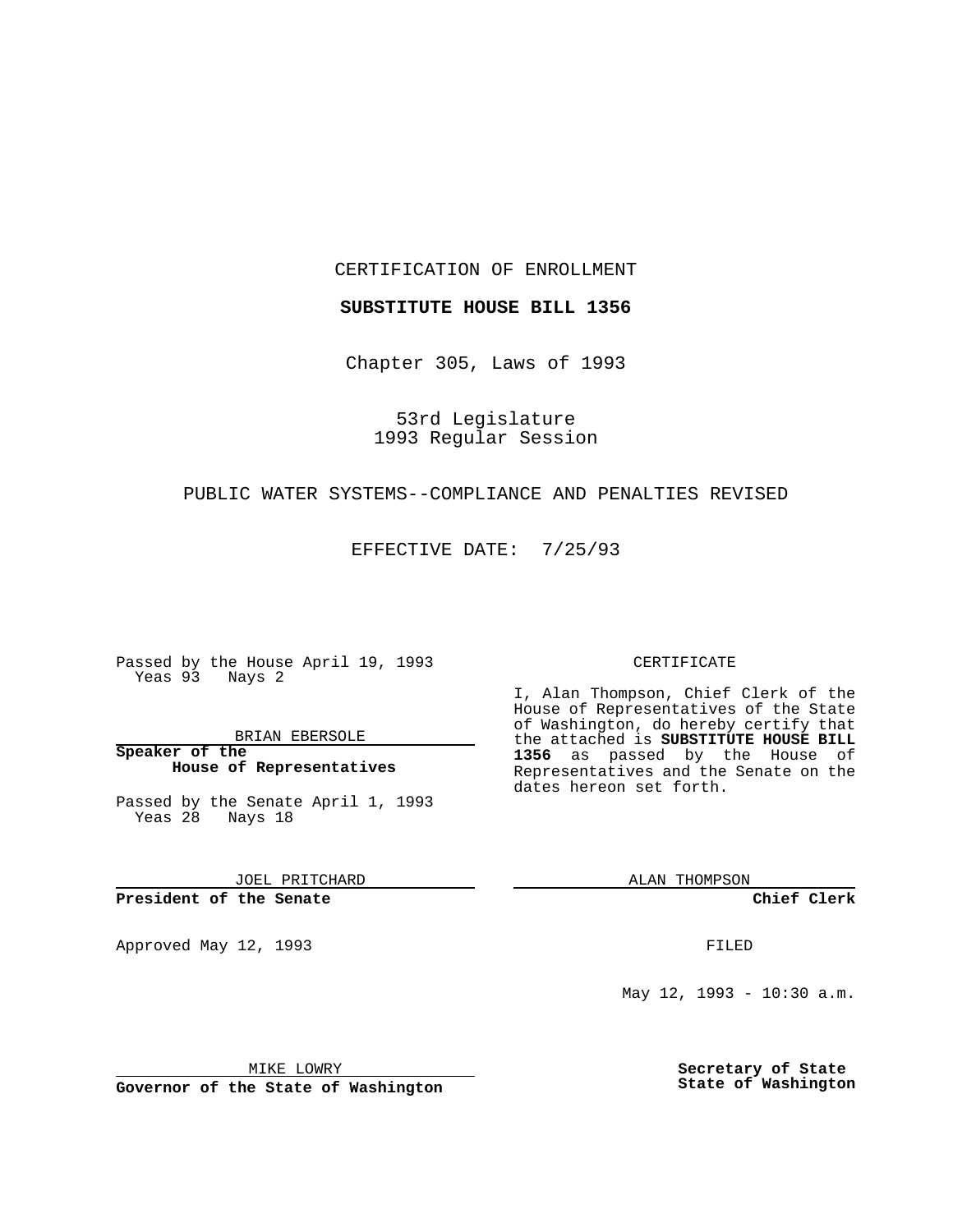CERTIFICATION OF ENROLLMENT

**SUBSTITUTE HOUSE BILL 1356**

Chapter 305, Laws of 1993

53rd Legislature
1993 Regular Session

PUBLIC WATER SYSTEMS--COMPLIANCE AND PENALTIES REVISED

EFFECTIVE DATE: 7/25/93

Passed by the House April 19, 1993
Yeas 93 Nays 2

BRIAN EBERSOLE

**Speaker of the House of Representatives**

Passed by the Senate April 1, 1993
Yeas 28 Nays 18

JOEL PRITCHARD

**President of the Senate**

Approved May 12, 1993

MIKE LOWRY

**Governor of the State of Washington**

CERTIFICATE

I, Alan Thompson, Chief Clerk of the House of Representatives of the State of Washington, do hereby certify that the attached is **SUBSTITUTE HOUSE BILL 1356** as passed by the House of Representatives and the Senate on the dates hereon set forth.

ALAN THOMPSON

**Chief Clerk**

FILED

May 12, 1993 - 10:30 a.m.

**Secretary of State**
**State of Washington**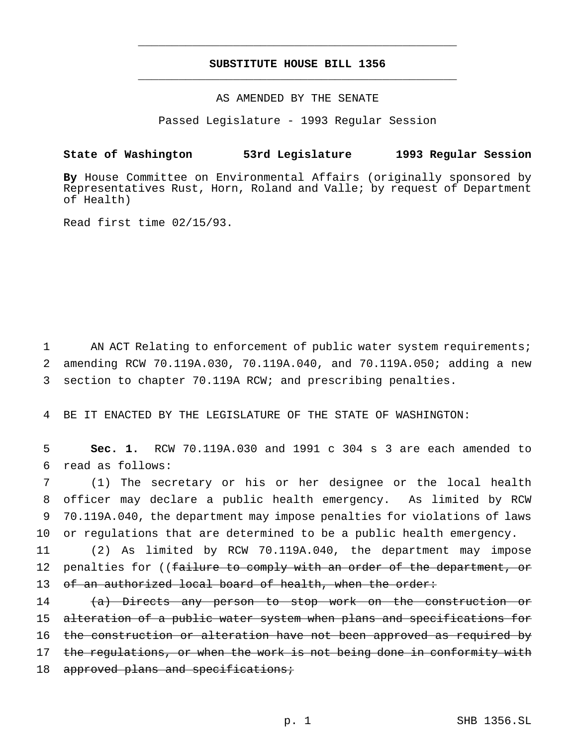# SUBSTITUTE HOUSE BILL 1356

AS AMENDED BY THE SENATE

Passed Legislature - 1993 Regular Session

**State of Washington 53rd Legislature 1993 Regular Session**

**By** House Committee on Environmental Affairs (originally sponsored by Representatives Rust, Horn, Roland and Valle; by request of Department of Health)

Read first time 02/15/93.

AN ACT Relating to enforcement of public water system requirements; amending RCW 70.119A.030, 70.119A.040, and 70.119A.050; adding a new section to chapter 70.119A RCW; and prescribing penalties.

BE IT ENACTED BY THE LEGISLATURE OF THE STATE OF WASHINGTON:

**Sec. 1.** RCW 70.119A.030 and 1991 c 304 s 3 are each amended to read as follows:

(1) The secretary or his or her designee or the local health officer may declare a public health emergency. As limited by RCW 70.119A.040, the department may impose penalties for violations of laws or regulations that are determined to be a public health emergency.

(2) As limited by RCW 70.119A.040, the department may impose penalties for ((~~failure to comply with an order of the department, or of an authorized local board of health, when the order:~~

~~(a) Directs any person to stop work on the construction or alteration of a public water system when plans and specifications for the construction or alteration have not been approved as required by the regulations, or when the work is not being done in conformity with approved plans and specifications;~~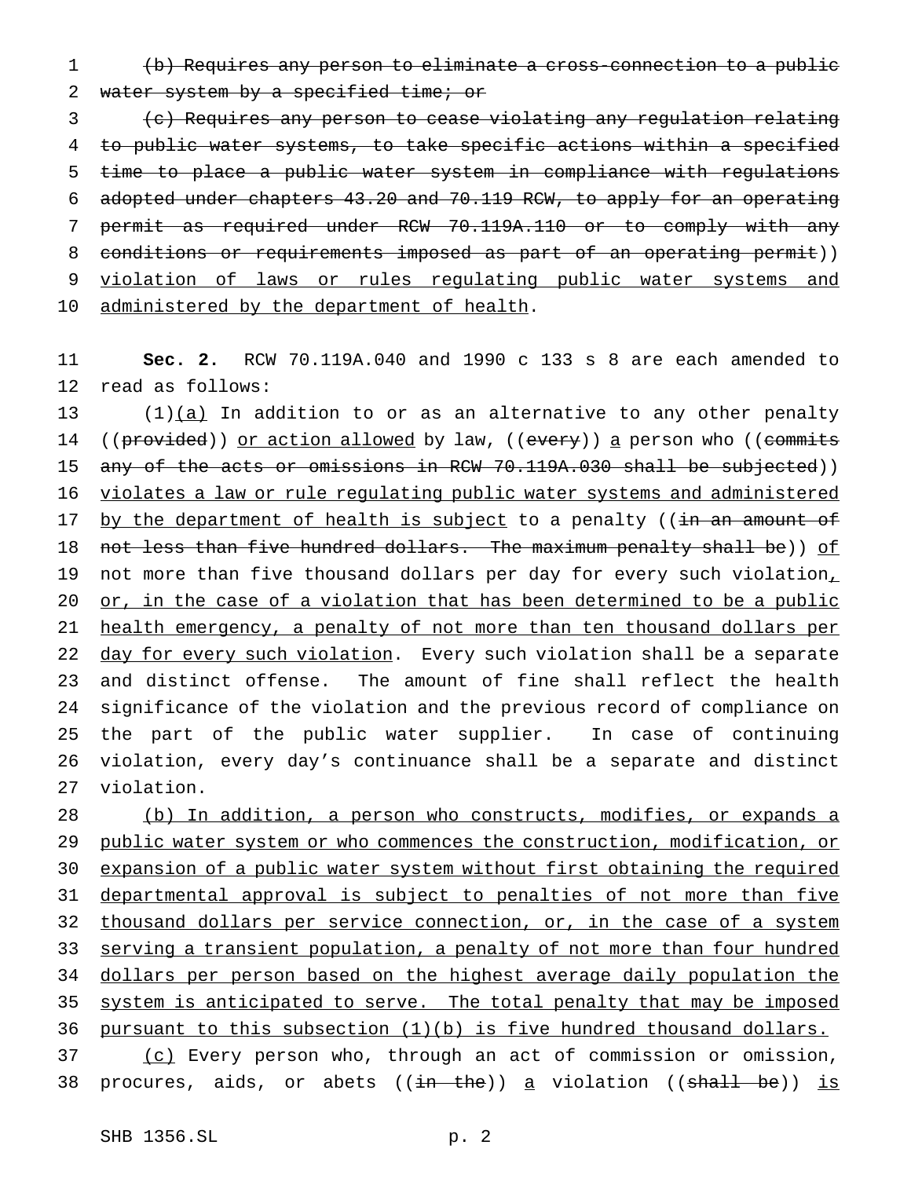~~(b) Requires any person to eliminate a cross-connection to a public water system by a specified time; or~~

~~(c) Requires any person to cease violating any regulation relating to public water systems, to take specific actions within a specified time to place a public water system in compliance with regulations adopted under chapters 43.20 and 70.119 RCW, to apply for an operating permit as required under RCW 70.119A.110 or to comply with any conditions or requirements imposed as part of an operating permit~~)) <u>violation of laws or rules regulating public water systems and administered by the department of health</u>.

**Sec. 2.** RCW 70.119A.040 and 1990 c 133 s 8 are each amended to read as follows:

(1)<u>(a)</u> In addition to or as an alternative to any other penalty ((~~provided~~)) <u>or action allowed</u> by law, ((~~every~~)) <u>a</u> person who ((~~commits any of the acts or omissions in RCW 70.119A.030 shall be subjected~~)) <u>violates a law or rule regulating public water systems and administered by the department of health is subject</u> to a penalty ((~~in an amount of not less than five hundred dollars. The maximum penalty shall be~~)) <u>of</u> not more than five thousand dollars per day for every such violation<u>, or, in the case of a violation that has been determined to be a public health emergency, a penalty of not more than ten thousand dollars per day for every such violation</u>. Every such violation shall be a separate and distinct offense. The amount of fine shall reflect the health significance of the violation and the previous record of compliance on the part of the public water supplier. In case of continuing violation, every day's continuance shall be a separate and distinct violation.

<u>(b) In addition, a person who constructs, modifies, or expands a public water system or who commences the construction, modification, or expansion of a public water system without first obtaining the required departmental approval is subject to penalties of not more than five thousand dollars per service connection, or, in the case of a system serving a transient population, a penalty of not more than four hundred dollars per person based on the highest average daily population the system is anticipated to serve. The total penalty that may be imposed pursuant to this subsection (1)(b) is five hundred thousand dollars.</u>

<u>(c)</u> Every person who, through an act of commission or omission, procures, aids, or abets ((~~in the~~)) <u>a</u> violation ((~~shall be~~)) <u>is</u>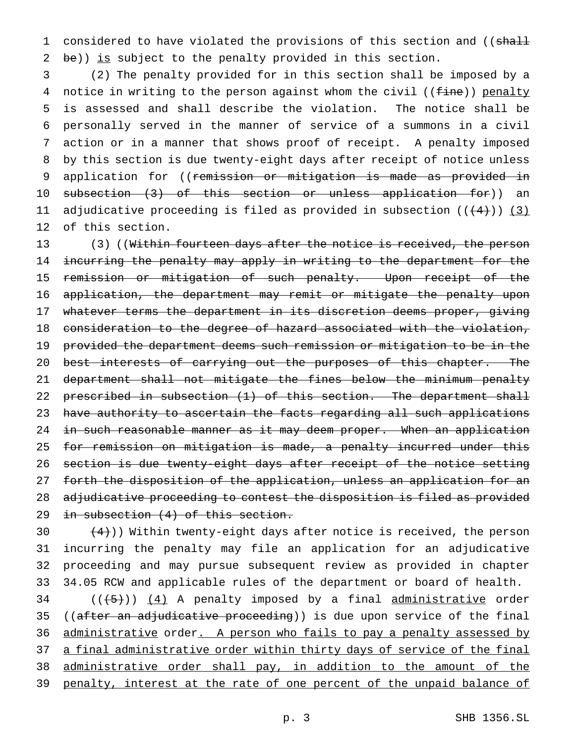considered to have violated the provisions of this section and ((~~shall be~~)) <u>is</u> subject to the penalty provided in this section.

(2) The penalty provided for in this section shall be imposed by a notice in writing to the person against whom the civil ((~~fine~~)) <u>penalty</u> is assessed and shall describe the violation. The notice shall be personally served in the manner of service of a summons in a civil action or in a manner that shows proof of receipt. A penalty imposed by this section is due twenty-eight days after receipt of notice unless application for ((~~remission or mitigation is made as provided in subsection (3) of this section or unless application for~~)) an adjudicative proceeding is filed as provided in subsection ((~~(4)~~)) <u>(3)</u> of this section.

(3) ((~~Within fourteen days after the notice is received, the person incurring the penalty may apply in writing to the department for the remission or mitigation of such penalty. Upon receipt of the application, the department may remit or mitigate the penalty upon whatever terms the department in its discretion deems proper, giving consideration to the degree of hazard associated with the violation, provided the department deems such remission or mitigation to be in the best interests of carrying out the purposes of this chapter. The department shall not mitigate the fines below the minimum penalty prescribed in subsection (1) of this section. The department shall have authority to ascertain the facts regarding all such applications in such reasonable manner as it may deem proper. When an application for remission on mitigation is made, a penalty incurred under this section is due twenty-eight days after receipt of the notice setting forth the disposition of the application, unless an application for an adjudicative proceeding to contest the disposition is filed as provided in subsection (4) of this section.~~

~~(4)~~)) Within twenty-eight days after notice is received, the person incurring the penalty may file an application for an adjudicative proceeding and may pursue subsequent review as provided in chapter 34.05 RCW and applicable rules of the department or board of health.

((~~(5)~~)) <u>(4)</u> A penalty imposed by a final <u>administrative</u> order ((~~after an adjudicative proceeding~~)) is due upon service of the final <u>administrative</u> order<u>. A person who fails to pay a penalty assessed by a final administrative order within thirty days of service of the final administrative order shall pay, in addition to the amount of the penalty, interest at the rate of one percent of the unpaid balance of</u>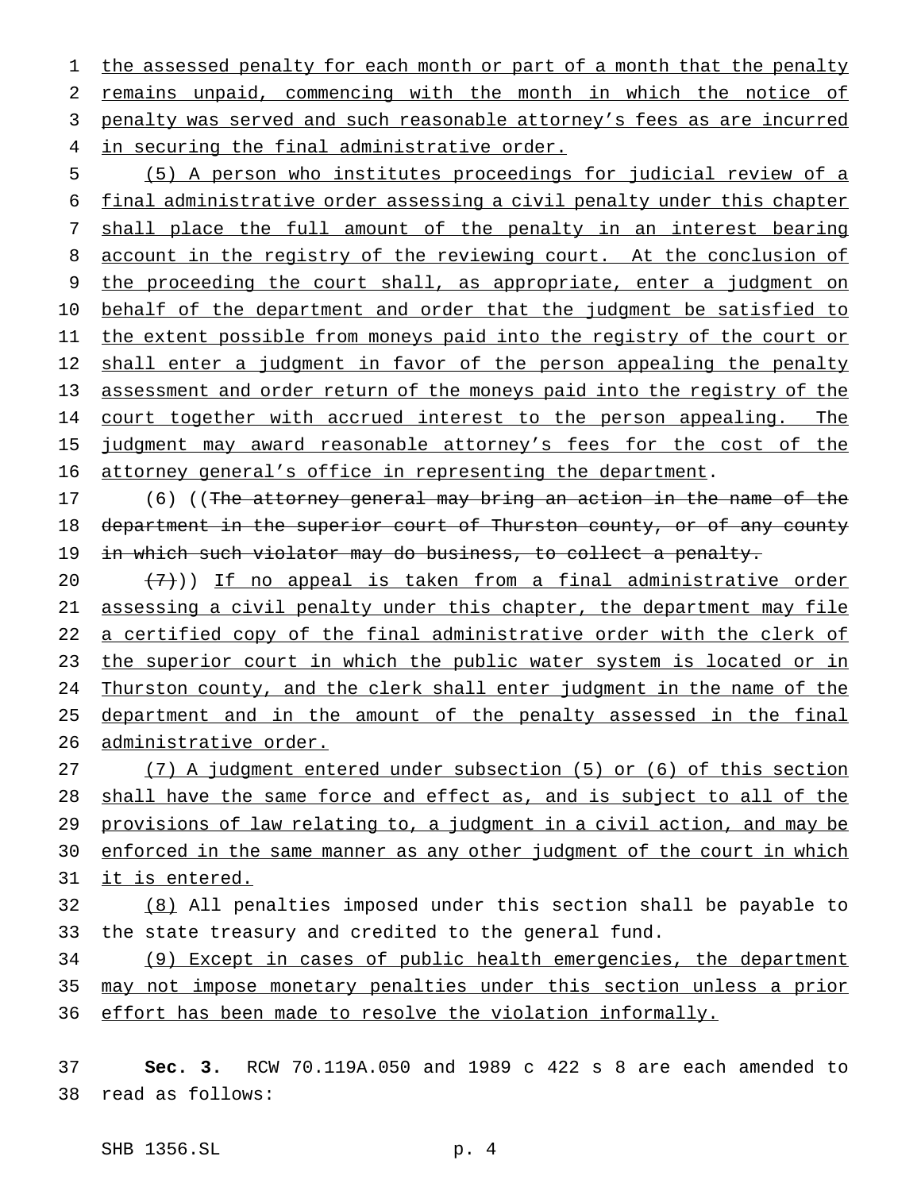the assessed penalty for each month or part of a month that the penalty remains unpaid, commencing with the month in which the notice of penalty was served and such reasonable attorney's fees as are incurred in securing the final administrative order.

(5) A person who institutes proceedings for judicial review of a final administrative order assessing a civil penalty under this chapter shall place the full amount of the penalty in an interest bearing account in the registry of the reviewing court. At the conclusion of the proceeding the court shall, as appropriate, enter a judgment on behalf of the department and order that the judgment be satisfied to the extent possible from moneys paid into the registry of the court or shall enter a judgment in favor of the person appealing the penalty assessment and order return of the moneys paid into the registry of the court together with accrued interest to the person appealing. The judgment may award reasonable attorney's fees for the cost of the attorney general's office in representing the department.

(6) ((~~The attorney general may bring an action in the name of the department in the superior court of Thurston county, or of any county in which such violator may do business, to collect a penalty.~~

~~(7)~~)) If no appeal is taken from a final administrative order assessing a civil penalty under this chapter, the department may file a certified copy of the final administrative order with the clerk of the superior court in which the public water system is located or in Thurston county, and the clerk shall enter judgment in the name of the department and in the amount of the penalty assessed in the final administrative order.

(7) A judgment entered under subsection (5) or (6) of this section shall have the same force and effect as, and is subject to all of the provisions of law relating to, a judgment in a civil action, and may be enforced in the same manner as any other judgment of the court in which it is entered.

(8) All penalties imposed under this section shall be payable to the state treasury and credited to the general fund.

(9) Except in cases of public health emergencies, the department may not impose monetary penalties under this section unless a prior effort has been made to resolve the violation informally.

**Sec. 3.** RCW 70.119A.050 and 1989 c 422 s 8 are each amended to read as follows: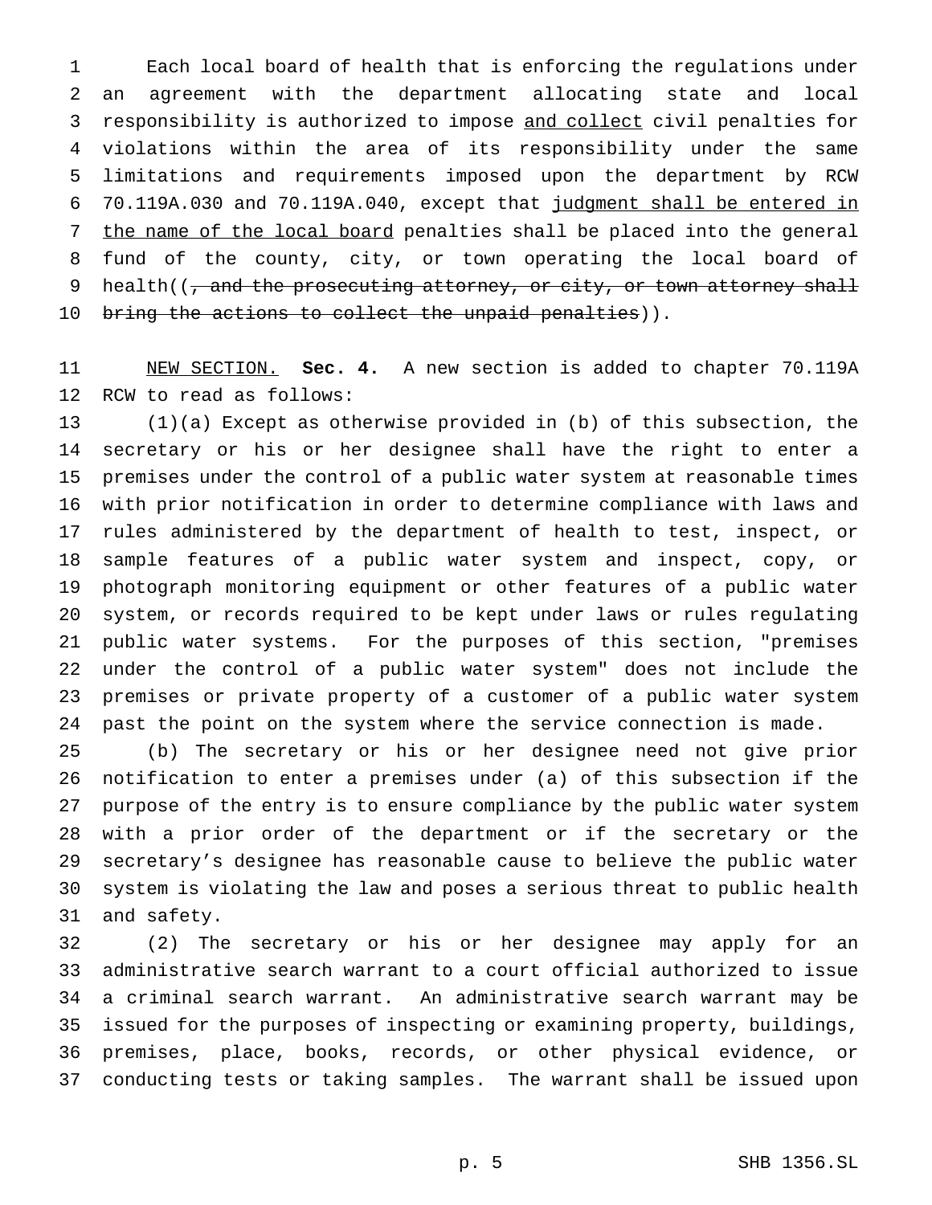Each local board of health that is enforcing the regulations under an agreement with the department allocating state and local responsibility is authorized to impose <u>and collect</u> civil penalties for violations within the area of its responsibility under the same limitations and requirements imposed upon the department by RCW 70.119A.030 and 70.119A.040, except that <u>judgment shall be entered in the name of the local board</u> penalties shall be placed into the general fund of the county, city, or town operating the local board of health((~~, and the prosecuting attorney, or city, or town attorney shall bring the actions to collect the unpaid penalties~~)).

<u>NEW SECTION.</u> **Sec. 4.** A new section is added to chapter 70.119A RCW to read as follows:

(1)(a) Except as otherwise provided in (b) of this subsection, the secretary or his or her designee shall have the right to enter a premises under the control of a public water system at reasonable times with prior notification in order to determine compliance with laws and rules administered by the department of health to test, inspect, or sample features of a public water system and inspect, copy, or photograph monitoring equipment or other features of a public water system, or records required to be kept under laws or rules regulating public water systems. For the purposes of this section, "premises under the control of a public water system" does not include the premises or private property of a customer of a public water system past the point on the system where the service connection is made.

(b) The secretary or his or her designee need not give prior notification to enter a premises under (a) of this subsection if the purpose of the entry is to ensure compliance by the public water system with a prior order of the department or if the secretary or the secretary's designee has reasonable cause to believe the public water system is violating the law and poses a serious threat to public health and safety.

(2) The secretary or his or her designee may apply for an administrative search warrant to a court official authorized to issue a criminal search warrant. An administrative search warrant may be issued for the purposes of inspecting or examining property, buildings, premises, place, books, records, or other physical evidence, or conducting tests or taking samples. The warrant shall be issued upon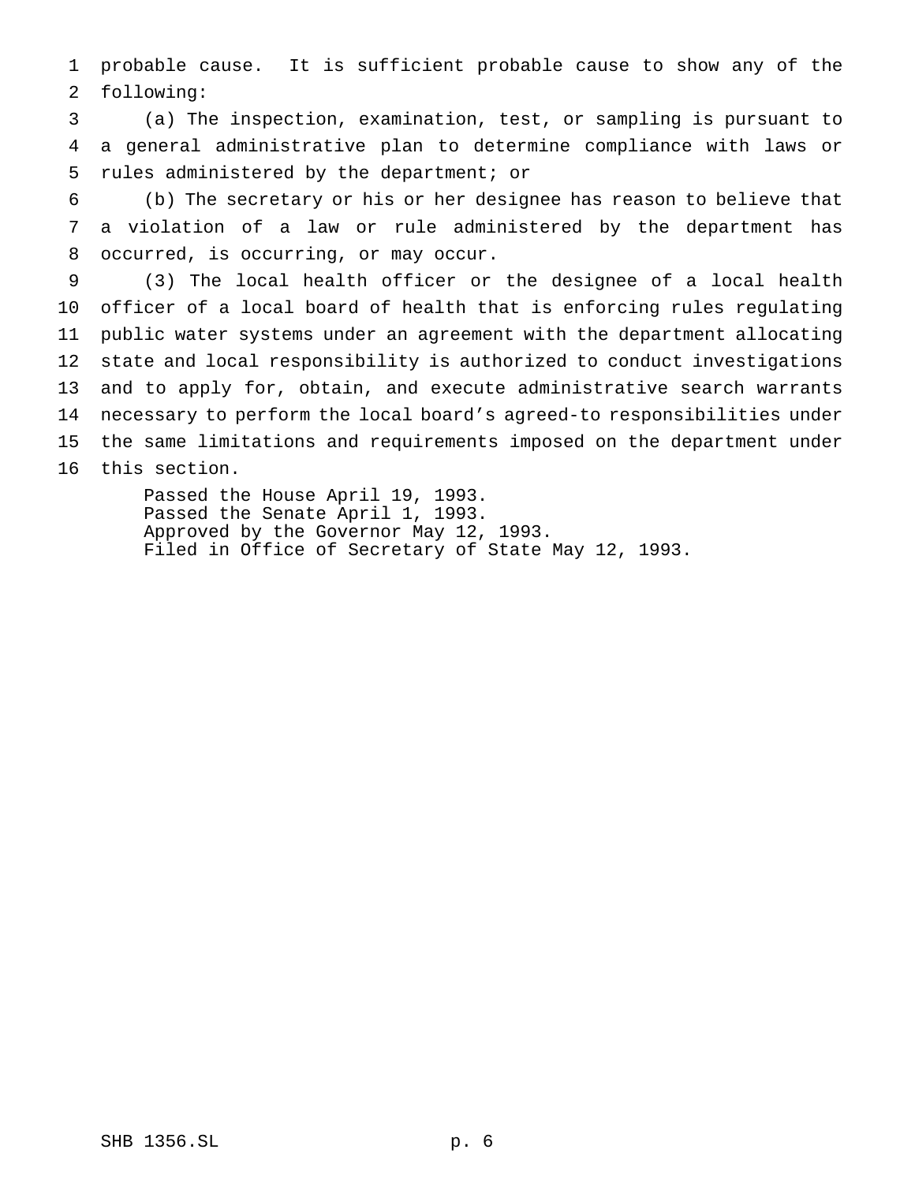probable cause. It is sufficient probable cause to show any of the following:

(a) The inspection, examination, test, or sampling is pursuant to a general administrative plan to determine compliance with laws or rules administered by the department; or

(b) The secretary or his or her designee has reason to believe that a violation of a law or rule administered by the department has occurred, is occurring, or may occur.

(3) The local health officer or the designee of a local health officer of a local board of health that is enforcing rules regulating public water systems under an agreement with the department allocating state and local responsibility is authorized to conduct investigations and to apply for, obtain, and execute administrative search warrants necessary to perform the local board's agreed-to responsibilities under the same limitations and requirements imposed on the department under this section.

Passed the House April 19, 1993.
Passed the Senate April 1, 1993.
Approved by the Governor May 12, 1993.
Filed in Office of Secretary of State May 12, 1993.